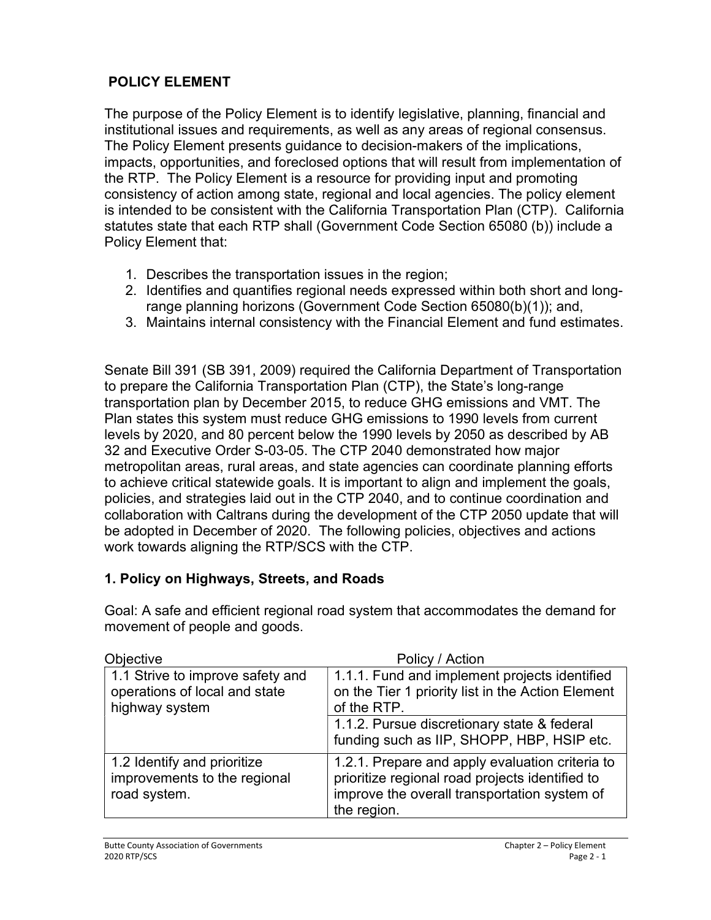## POLICY ELEMENT

The purpose of the Policy Element is to identify legislative, planning, financial and institutional issues and requirements, as well as any areas of regional consensus. The Policy Element presents guidance to decision-makers of the implications, impacts, opportunities, and foreclosed options that will result from implementation of the RTP. The Policy Element is a resource for providing input and promoting consistency of action among state, regional and local agencies. The policy element is intended to be consistent with the California Transportation Plan (CTP). California statutes state that each RTP shall (Government Code Section 65080 (b)) include a Policy Element that:

1. Describes the transportation issues in the region;
2. Identifies and quantifies regional needs expressed within both short and long-range planning horizons (Government Code Section 65080(b)(1)); and,
3. Maintains internal consistency with the Financial Element and fund estimates.

Senate Bill 391 (SB 391, 2009) required the California Department of Transportation to prepare the California Transportation Plan (CTP), the State's long-range transportation plan by December 2015, to reduce GHG emissions and VMT. The Plan states this system must reduce GHG emissions to 1990 levels from current levels by 2020, and 80 percent below the 1990 levels by 2050 as described by AB 32 and Executive Order S-03-05. The CTP 2040 demonstrated how major metropolitan areas, rural areas, and state agencies can coordinate planning efforts to achieve critical statewide goals. It is important to align and implement the goals, policies, and strategies laid out in the CTP 2040, and to continue coordination and collaboration with Caltrans during the development of the CTP 2050 update that will be adopted in December of 2020. The following policies, objectives and actions work towards aligning the RTP/SCS with the CTP.

### 1. Policy on Highways, Streets, and Roads

Goal: A safe and efficient regional road system that accommodates the demand for movement of people and goods.

| Objective | Policy / Action |
|---|---|
| 1.1 Strive to improve safety and operations of local and state highway system | 1.1.1. Fund and implement projects identified on the Tier 1 priority list in the Action Element of the RTP. |
| | 1.1.2. Pursue discretionary state & federal funding such as IIP, SHOPP, HBP, HSIP etc. |
| 1.2 Identify and prioritize improvements to the regional road system. | 1.2.1. Prepare and apply evaluation criteria to prioritize regional road projects identified to improve the overall transportation system of the region. |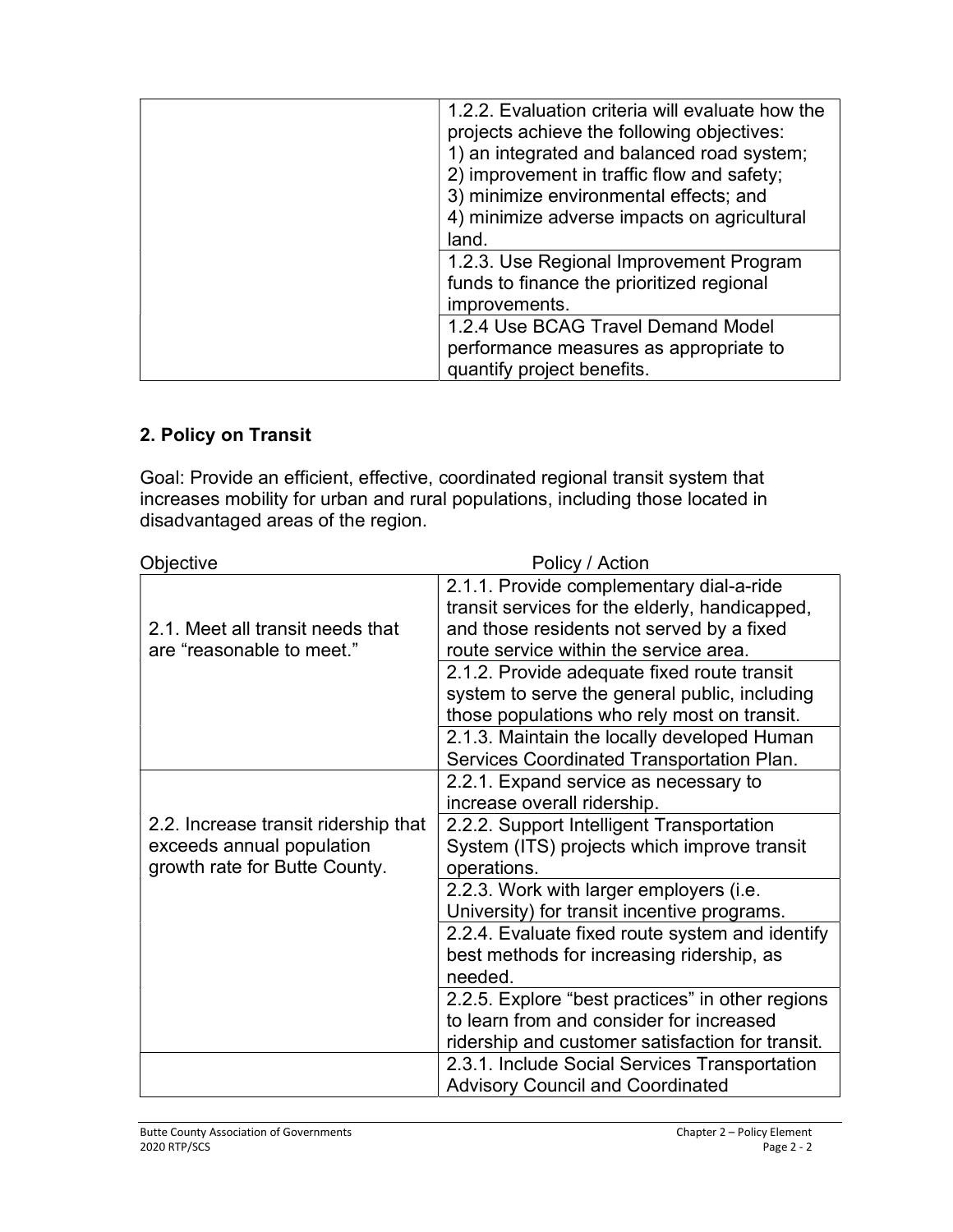| | |
|---|---|
| | 1.2.2. Evaluation criteria will evaluate how the projects achieve the following objectives: 1) an integrated and balanced road system; 2) improvement in traffic flow and safety; 3) minimize environmental effects; and 4) minimize adverse impacts on agricultural land. |
| | 1.2.3. Use Regional Improvement Program funds to finance the prioritized regional improvements. |
| | 1.2.4 Use BCAG Travel Demand Model performance measures as appropriate to quantify project benefits. |

## 2. Policy on Transit

Goal: Provide an efficient, effective, coordinated regional transit system that increases mobility for urban and rural populations, including those located in disadvantaged areas of the region.

| Objective | Policy / Action |
|---|---|
| 2.1. Meet all transit needs that are "reasonable to meet." | 2.1.1. Provide complementary dial-a-ride transit services for the elderly, handicapped, and those residents not served by a fixed route service within the service area. |
| | 2.1.2. Provide adequate fixed route transit system to serve the general public, including those populations who rely most on transit. |
| | 2.1.3. Maintain the locally developed Human Services Coordinated Transportation Plan. |
| 2.2. Increase transit ridership that exceeds annual population growth rate for Butte County. | 2.2.1. Expand service as necessary to increase overall ridership. |
| | 2.2.2. Support Intelligent Transportation System (ITS) projects which improve transit operations. |
| | 2.2.3. Work with larger employers (i.e. University) for transit incentive programs. |
| | 2.2.4. Evaluate fixed route system and identify best methods for increasing ridership, as needed. |
| | 2.2.5. Explore "best practices" in other regions to learn from and consider for increased ridership and customer satisfaction for transit. |
| | 2.3.1. Include Social Services Transportation Advisory Council and Coordinated |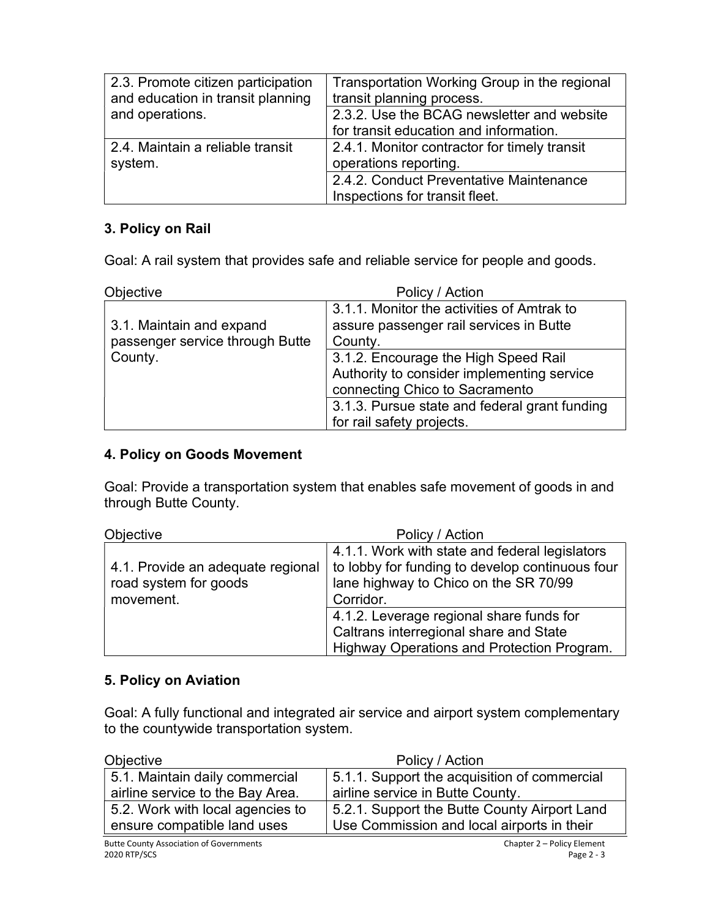| 2.3. Promote citizen participation and education in transit planning and operations. | Transportation Working Group in the regional transit planning process. |
|---|---|
| | 2.3.2. Use the BCAG newsletter and website for transit education and information. |
| 2.4. Maintain a reliable transit system. | 2.4.1. Monitor contractor for timely transit operations reporting. |
| | 2.4.2. Conduct Preventative Maintenance Inspections for transit fleet. |

## 3. Policy on Rail

Goal: A rail system that provides safe and reliable service for people and goods.

| Objective | Policy / Action |
|---|---|
| 3.1. Maintain and expand passenger service through Butte County. | 3.1.1. Monitor the activities of Amtrak to assure passenger rail services in Butte County. |
| | 3.1.2. Encourage the High Speed Rail Authority to consider implementing service connecting Chico to Sacramento |
| | 3.1.3. Pursue state and federal grant funding for rail safety projects. |

## 4. Policy on Goods Movement

Goal: Provide a transportation system that enables safe movement of goods in and through Butte County.

| Objective | Policy / Action |
|---|---|
| 4.1. Provide an adequate regional road system for goods movement. | 4.1.1. Work with state and federal legislators to lobby for funding to develop continuous four lane highway to Chico on the SR 70/99 Corridor. |
| | 4.1.2. Leverage regional share funds for Caltrans interregional share and State Highway Operations and Protection Program. |

## 5. Policy on Aviation

Goal: A fully functional and integrated air service and airport system complementary to the countywide transportation system.

| Objective | Policy / Action |
|---|---|
| 5.1. Maintain daily commercial airline service to the Bay Area. | 5.1.1. Support the acquisition of commercial airline service in Butte County. |
| 5.2. Work with local agencies to ensure compatible land uses | 5.2.1. Support the Butte County Airport Land Use Commission and local airports in their |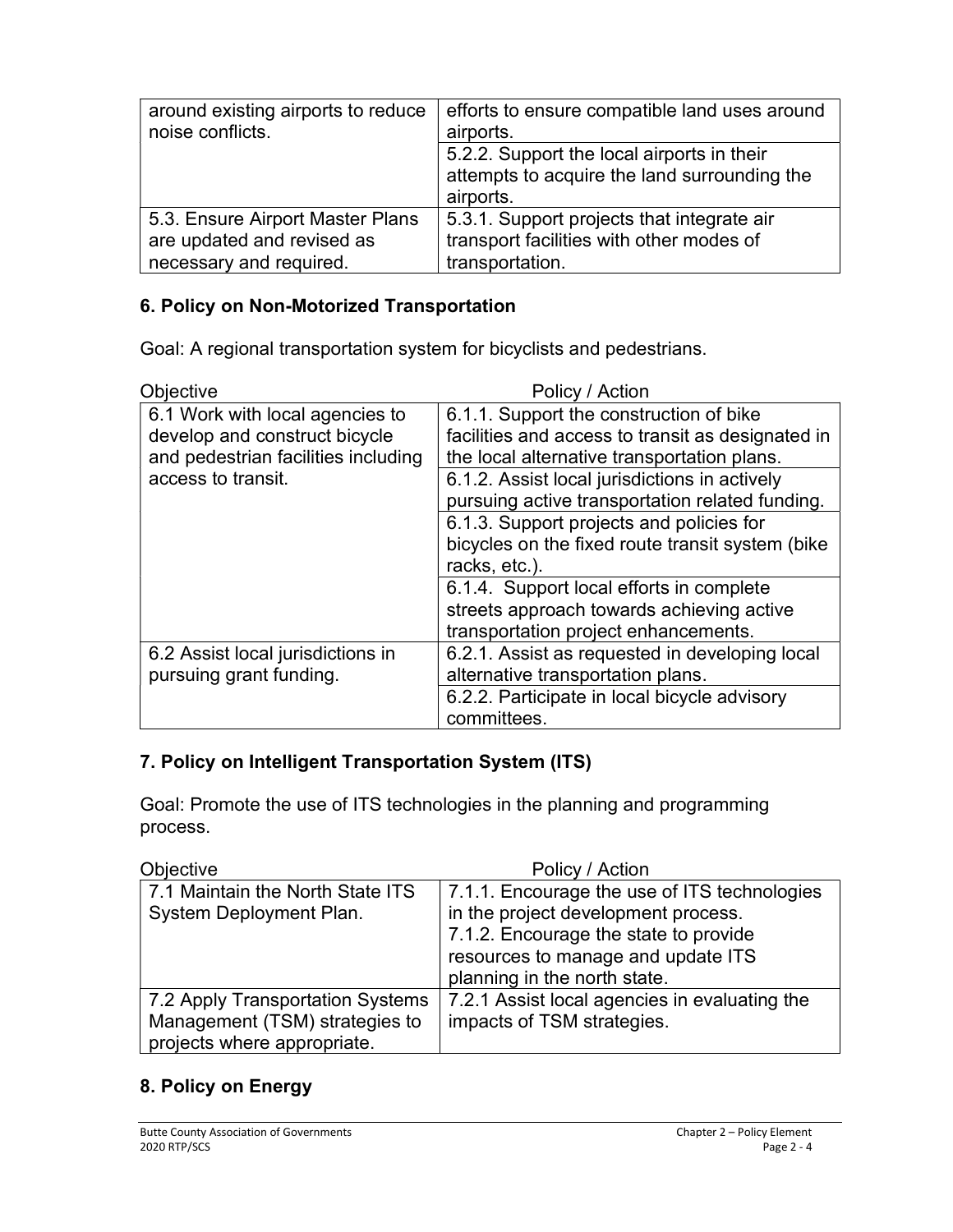| | |
|---|---|
| around existing airports to reduce noise conflicts. | efforts to ensure compatible land uses around airports. |
| | 5.2.2. Support the local airports in their attempts to acquire the land surrounding the airports. |
| 5.3. Ensure Airport Master Plans are updated and revised as necessary and required. | 5.3.1. Support projects that integrate air transport facilities with other modes of transportation. |

## 6. Policy on Non-Motorized Transportation

Goal: A regional transportation system for bicyclists and pedestrians.

| Objective | Policy / Action |
|---|---|
| 6.1 Work with local agencies to develop and construct bicycle and pedestrian facilities including access to transit. | 6.1.1. Support the construction of bike facilities and access to transit as designated in the local alternative transportation plans. |
| | 6.1.2. Assist local jurisdictions in actively pursuing active transportation related funding. |
| | 6.1.3. Support projects and policies for bicycles on the fixed route transit system (bike racks, etc.). |
| | 6.1.4. Support local efforts in complete streets approach towards achieving active transportation project enhancements. |
| 6.2 Assist local jurisdictions in pursuing grant funding. | 6.2.1. Assist as requested in developing local alternative transportation plans. |
| | 6.2.2. Participate in local bicycle advisory committees. |

## 7. Policy on Intelligent Transportation System (ITS)

Goal: Promote the use of ITS technologies in the planning and programming process.

| Objective | Policy / Action |
|---|---|
| 7.1 Maintain the North State ITS System Deployment Plan. | 7.1.1. Encourage the use of ITS technologies in the project development process.<br>7.1.2. Encourage the state to provide resources to manage and update ITS planning in the north state. |
| 7.2 Apply Transportation Systems Management (TSM) strategies to projects where appropriate. | 7.2.1 Assist local agencies in evaluating the impacts of TSM strategies. |

## 8. Policy on Energy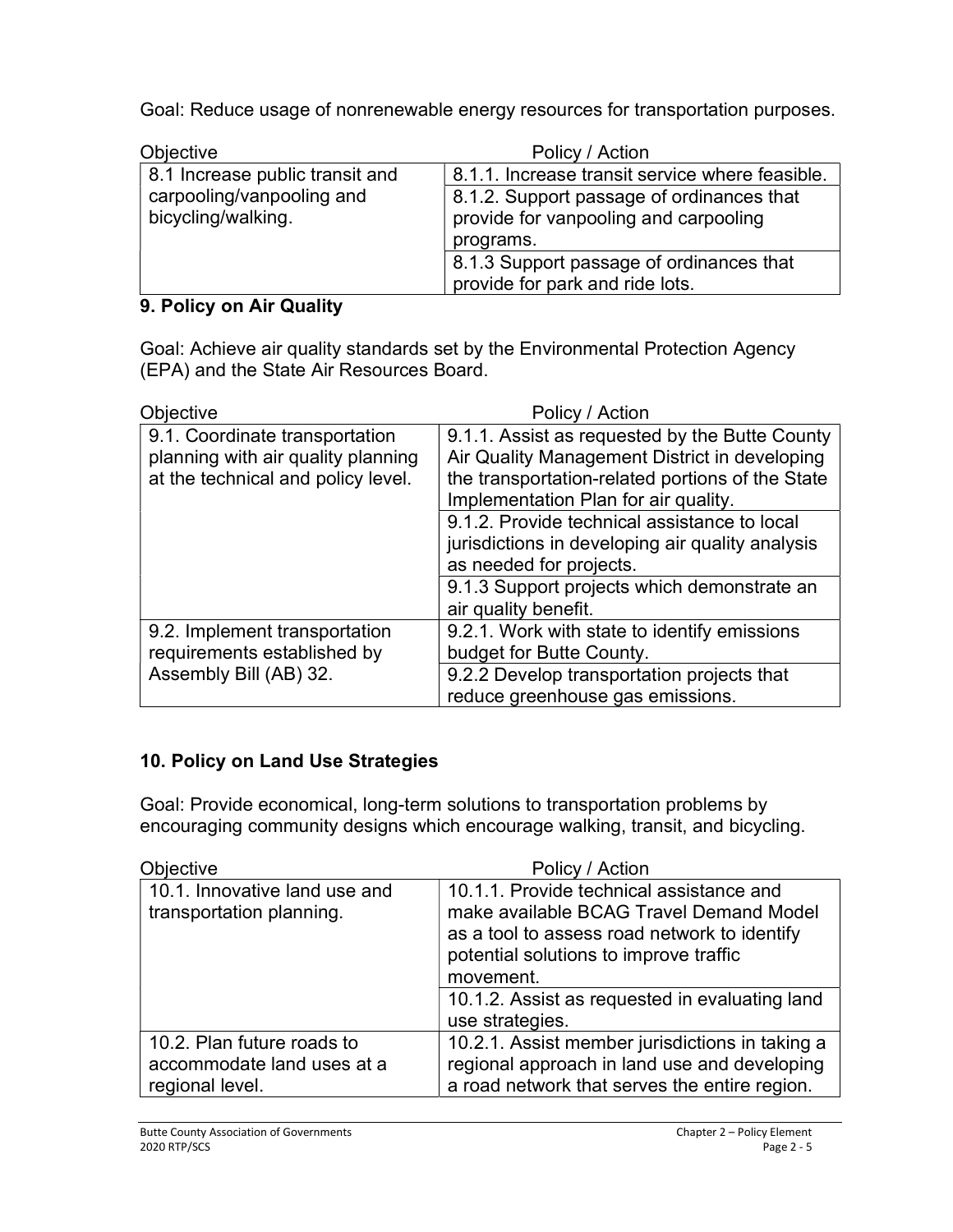Goal: Reduce usage of nonrenewable energy resources for transportation purposes.

| Objective | Policy / Action |
| --- | --- |
| 8.1 Increase public transit and carpooling/vanpooling and bicycling/walking. | 8.1.1. Increase transit service where feasible. |
| | 8.1.2. Support passage of ordinances that provide for vanpooling and carpooling programs. |
| | 8.1.3 Support passage of ordinances that provide for park and ride lots. |

## 9. Policy on Air Quality

Goal: Achieve air quality standards set by the Environmental Protection Agency (EPA) and the State Air Resources Board.

| Objective | Policy / Action |
| --- | --- |
| 9.1. Coordinate transportation planning with air quality planning at the technical and policy level. | 9.1.1. Assist as requested by the Butte County Air Quality Management District in developing the transportation-related portions of the State Implementation Plan for air quality. |
| | 9.1.2. Provide technical assistance to local jurisdictions in developing air quality analysis as needed for projects. |
| | 9.1.3 Support projects which demonstrate an air quality benefit. |
| 9.2. Implement transportation requirements established by Assembly Bill (AB) 32. | 9.2.1. Work with state to identify emissions budget for Butte County. |
| | 9.2.2 Develop transportation projects that reduce greenhouse gas emissions. |

## 10. Policy on Land Use Strategies

Goal: Provide economical, long-term solutions to transportation problems by encouraging community designs which encourage walking, transit, and bicycling.

| Objective | Policy / Action |
| --- | --- |
| 10.1. Innovative land use and transportation planning. | 10.1.1. Provide technical assistance and make available BCAG Travel Demand Model as a tool to assess road network to identify potential solutions to improve traffic movement. |
| | 10.1.2. Assist as requested in evaluating land use strategies. |
| 10.2. Plan future roads to accommodate land uses at a regional level. | 10.2.1. Assist member jurisdictions in taking a regional approach in land use and developing a road network that serves the entire region. |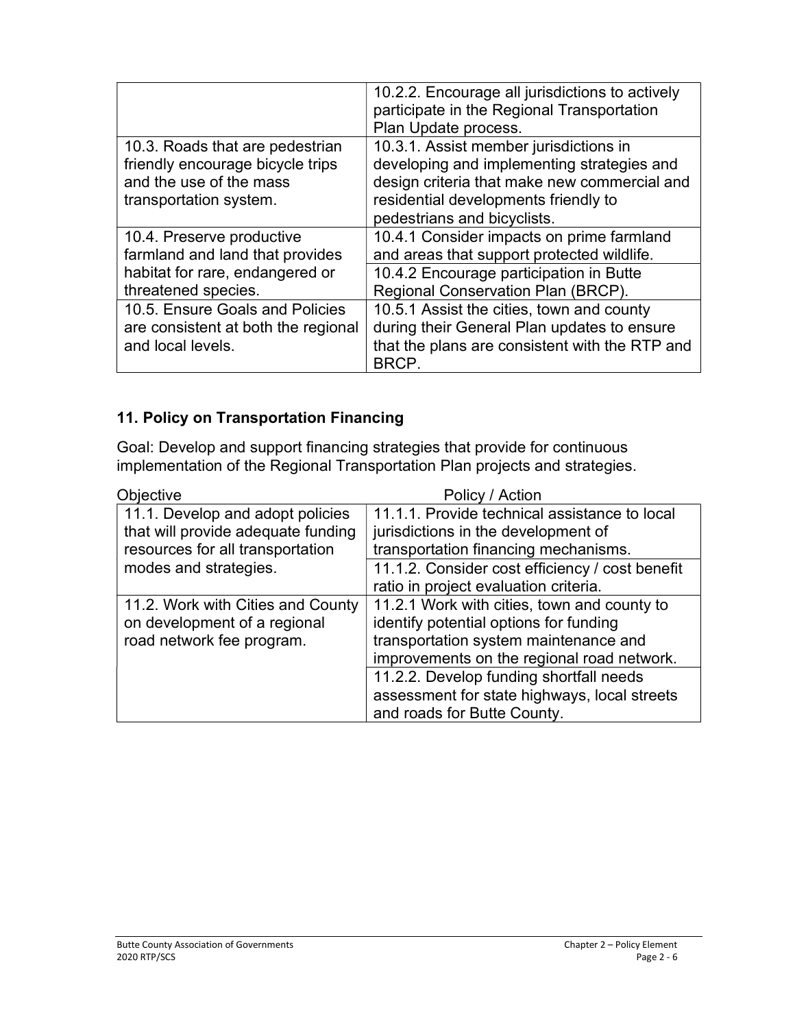| | |
|---|---|
| | 10.2.2. Encourage all jurisdictions to actively participate in the Regional Transportation Plan Update process. |
| 10.3. Roads that are pedestrian friendly encourage bicycle trips and the use of the mass transportation system. | 10.3.1. Assist member jurisdictions in developing and implementing strategies and design criteria that make new commercial and residential developments friendly to pedestrians and bicyclists. |
| 10.4. Preserve productive farmland and land that provides habitat for rare, endangered or threatened species. | 10.4.1 Consider impacts on prime farmland and areas that support protected wildlife. |
| | 10.4.2 Encourage participation in Butte Regional Conservation Plan (BRCP). |
| 10.5. Ensure Goals and Policies are consistent at both the regional and local levels. | 10.5.1 Assist the cities, town and county during their General Plan updates to ensure that the plans are consistent with the RTP and BRCP. |

## 11. Policy on Transportation Financing

Goal: Develop and support financing strategies that provide for continuous implementation of the Regional Transportation Plan projects and strategies.

| Objective | Policy / Action |
|---|---|
| 11.1. Develop and adopt policies that will provide adequate funding resources for all transportation modes and strategies. | 11.1.1. Provide technical assistance to local jurisdictions in the development of transportation financing mechanisms. |
| | 11.1.2. Consider cost efficiency / cost benefit ratio in project evaluation criteria. |
| 11.2. Work with Cities and County on development of a regional road network fee program. | 11.2.1 Work with cities, town and county to identify potential options for funding transportation system maintenance and improvements on the regional road network. |
| | 11.2.2. Develop funding shortfall needs assessment for state highways, local streets and roads for Butte County. |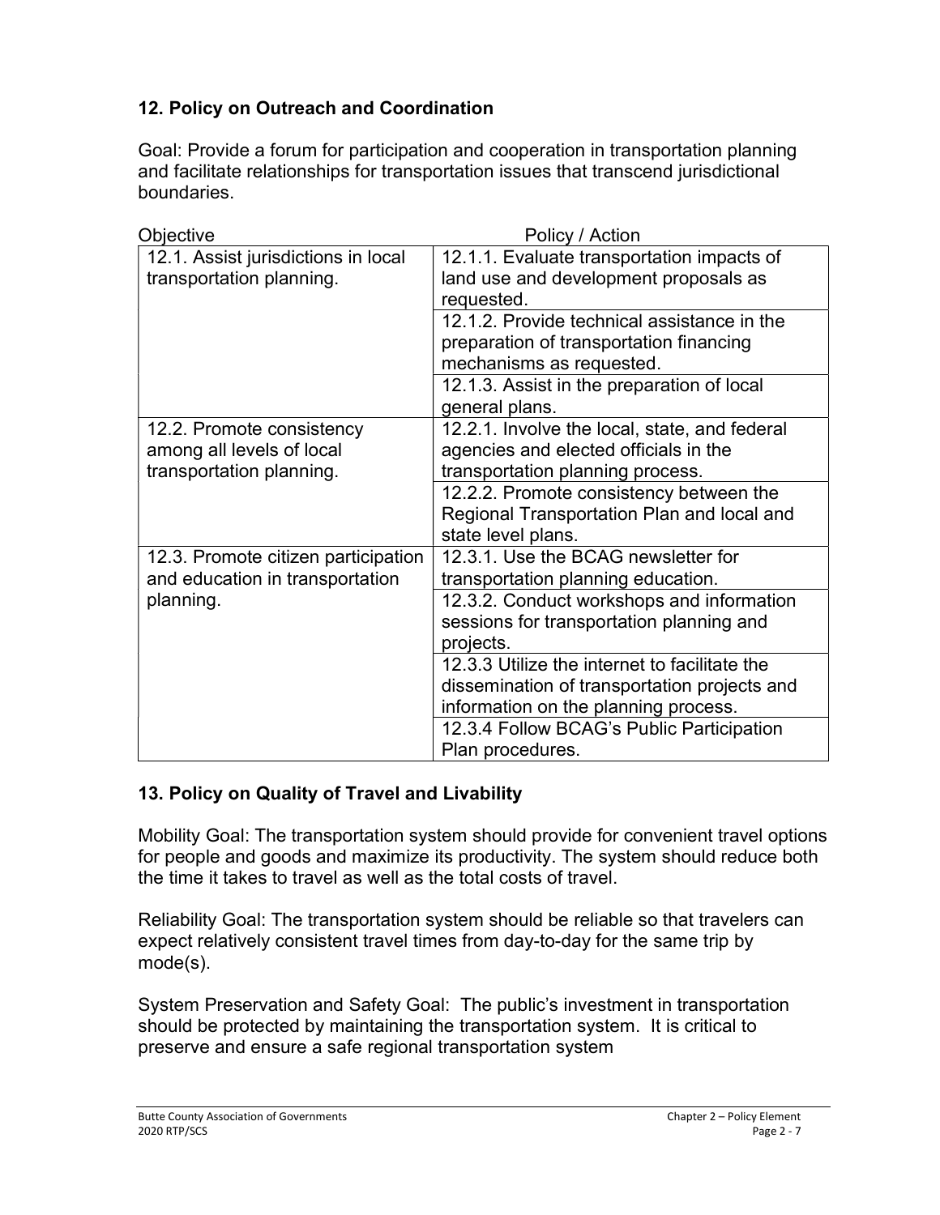### 12. Policy on Outreach and Coordination

Goal: Provide a forum for participation and cooperation in transportation planning and facilitate relationships for transportation issues that transcend jurisdictional boundaries.

| Objective | Policy / Action |
|---|---|
| 12.1. Assist jurisdictions in local transportation planning. | 12.1.1. Evaluate transportation impacts of land use and development proposals as requested. |
| | 12.1.2. Provide technical assistance in the preparation of transportation financing mechanisms as requested. |
| | 12.1.3. Assist in the preparation of local general plans. |
| 12.2. Promote consistency among all levels of local transportation planning. | 12.2.1. Involve the local, state, and federal agencies and elected officials in the transportation planning process. |
| | 12.2.2. Promote consistency between the Regional Transportation Plan and local and state level plans. |
| 12.3. Promote citizen participation and education in transportation planning. | 12.3.1. Use the BCAG newsletter for transportation planning education. |
| | 12.3.2. Conduct workshops and information sessions for transportation planning and projects. |
| | 12.3.3 Utilize the internet to facilitate the dissemination of transportation projects and information on the planning process. |
| | 12.3.4 Follow BCAG's Public Participation Plan procedures. |

### 13. Policy on Quality of Travel and Livability

Mobility Goal: The transportation system should provide for convenient travel options for people and goods and maximize its productivity. The system should reduce both the time it takes to travel as well as the total costs of travel.

Reliability Goal: The transportation system should be reliable so that travelers can expect relatively consistent travel times from day-to-day for the same trip by mode(s).

System Preservation and Safety Goal: The public's investment in transportation should be protected by maintaining the transportation system. It is critical to preserve and ensure a safe regional transportation system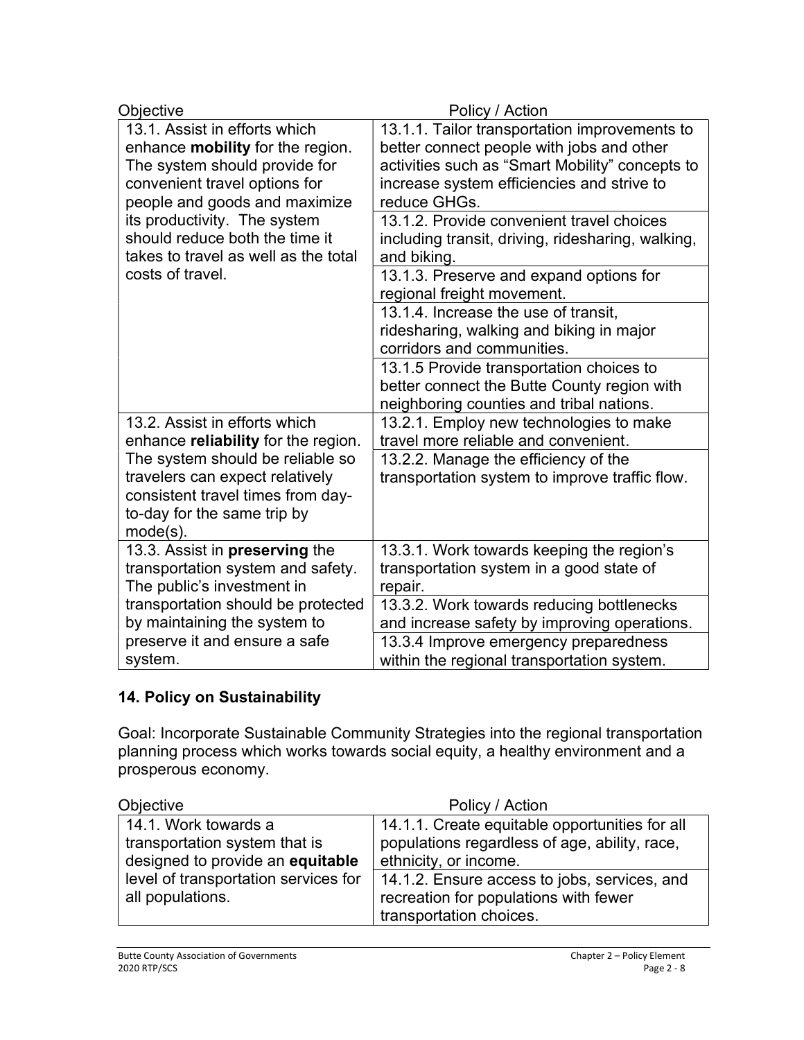| Objective | Policy / Action |
|---|---|
| 13.1. Assist in efforts which enhance **mobility** for the region. The system should provide for convenient travel options for people and goods and maximize its productivity. The system should reduce both the time it takes to travel as well as the total costs of travel. | 13.1.1. Tailor transportation improvements to better connect people with jobs and other activities such as "Smart Mobility" concepts to increase system efficiencies and strive to reduce GHGs. |
| | 13.1.2. Provide convenient travel choices including transit, driving, ridesharing, walking, and biking. |
| | 13.1.3. Preserve and expand options for regional freight movement. |
| | 13.1.4. Increase the use of transit, ridesharing, walking and biking in major corridors and communities. |
| | 13.1.5 Provide transportation choices to better connect the Butte County region with neighboring counties and tribal nations. |
| 13.2. Assist in efforts which enhance **reliability** for the region. The system should be reliable so travelers can expect relatively consistent travel times from day-to-day for the same trip by mode(s). | 13.2.1. Employ new technologies to make travel more reliable and convenient. |
| | 13.2.2. Manage the efficiency of the transportation system to improve traffic flow. |
| 13.3. Assist in **preserving** the transportation system and safety. The public's investment in transportation should be protected by maintaining the system to preserve it and ensure a safe system. | 13.3.1. Work towards keeping the region's transportation system in a good state of repair. |
| | 13.3.2. Work towards reducing bottlenecks and increase safety by improving operations. |
| | 13.3.4 Improve emergency preparedness within the regional transportation system. |

### 14. Policy on Sustainability

Goal: Incorporate Sustainable Community Strategies into the regional transportation planning process which works towards social equity, a healthy environment and a prosperous economy.

| Objective | Policy / Action |
|---|---|
| 14.1. Work towards a transportation system that is designed to provide an **equitable** level of transportation services for all populations. | 14.1.1. Create equitable opportunities for all populations regardless of age, ability, race, ethnicity, or income. |
| | 14.1.2. Ensure access to jobs, services, and recreation for populations with fewer transportation choices. |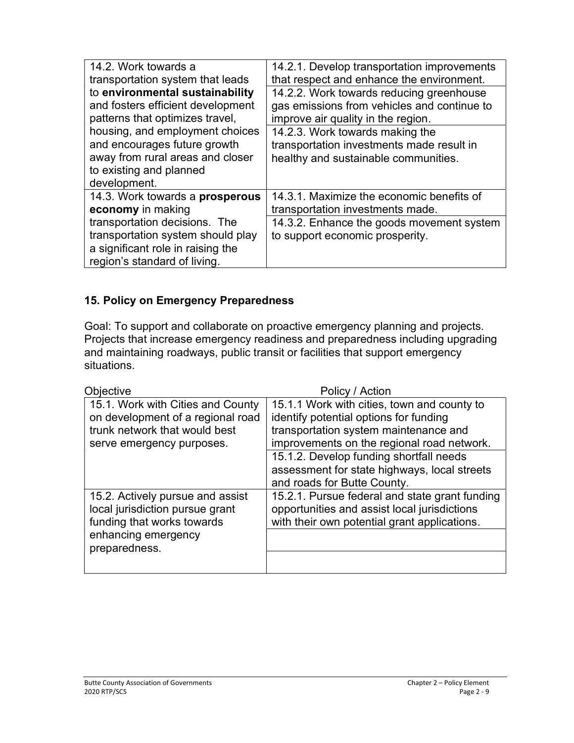| | |
|---|---|
| 14.2. Work towards a transportation system that leads to **environmental sustainability** and fosters efficient development patterns that optimizes travel, housing, and employment choices and encourages future growth away from rural areas and closer to existing and planned development. | 14.2.1. Develop transportation improvements that respect and enhance the environment. |
| | 14.2.2. Work towards reducing greenhouse gas emissions from vehicles and continue to improve air quality in the region. |
| | 14.2.3. Work towards making the transportation investments made result in healthy and sustainable communities. |
| 14.3. Work towards a **prosperous economy** in making transportation decisions. The transportation system should play a significant role in raising the region's standard of living. | 14.3.1. Maximize the economic benefits of transportation investments made. |
| | 14.3.2. Enhance the goods movement system to support economic prosperity. |

### 15. Policy on Emergency Preparedness

Goal: To support and collaborate on proactive emergency planning and projects. Projects that increase emergency readiness and preparedness including upgrading and maintaining roadways, public transit or facilities that support emergency situations.

| Objective | Policy / Action |
|---|---|
| 15.1. Work with Cities and County on development of a regional road trunk network that would best serve emergency purposes. | 15.1.1 Work with cities, town and county to identify potential options for funding transportation system maintenance and improvements on the regional road network. |
| | 15.1.2. Develop funding shortfall needs assessment for state highways, local streets and roads for Butte County. |
| 15.2. Actively pursue and assist local jurisdiction pursue grant funding that works towards enhancing emergency preparedness. | 15.2.1. Pursue federal and state grant funding opportunities and assist local jurisdictions with their own potential grant applications. |
| | |
| | |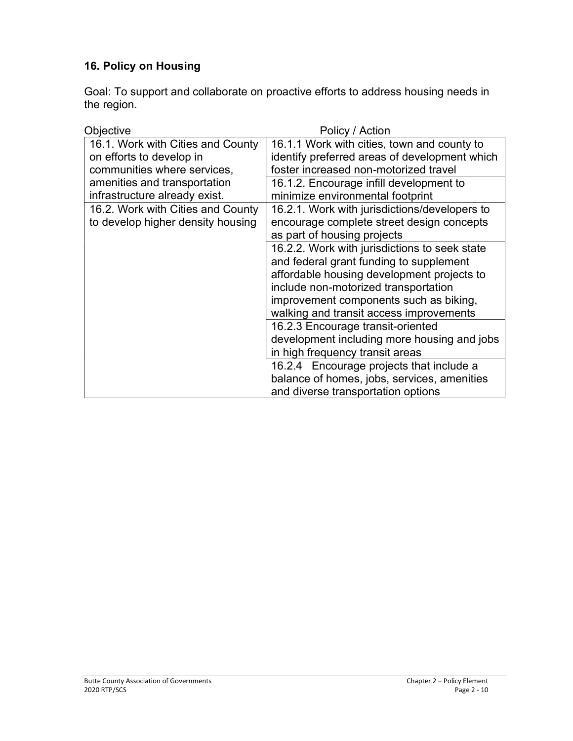### 16. Policy on Housing

Goal: To support and collaborate on proactive efforts to address housing needs in the region.

| Objective | Policy / Action |
| --- | --- |
| 16.1. Work with Cities and County on efforts to develop in communities where services, amenities and transportation infrastructure already exist. | 16.1.1 Work with cities, town and county to identify preferred areas of development which foster increased non-motorized travel |
| | 16.1.2. Encourage infill development to minimize environmental footprint |
| 16.2. Work with Cities and County to develop higher density housing | 16.2.1. Work with jurisdictions/developers to encourage complete street design concepts as part of housing projects |
| | 16.2.2. Work with jurisdictions to seek state and federal grant funding to supplement affordable housing development projects to include non-motorized transportation improvement components such as biking, walking and transit access improvements |
| | 16.2.3 Encourage transit-oriented development including more housing and jobs in high frequency transit areas |
| | 16.2.4 Encourage projects that include a balance of homes, jobs, services, amenities and diverse transportation options |